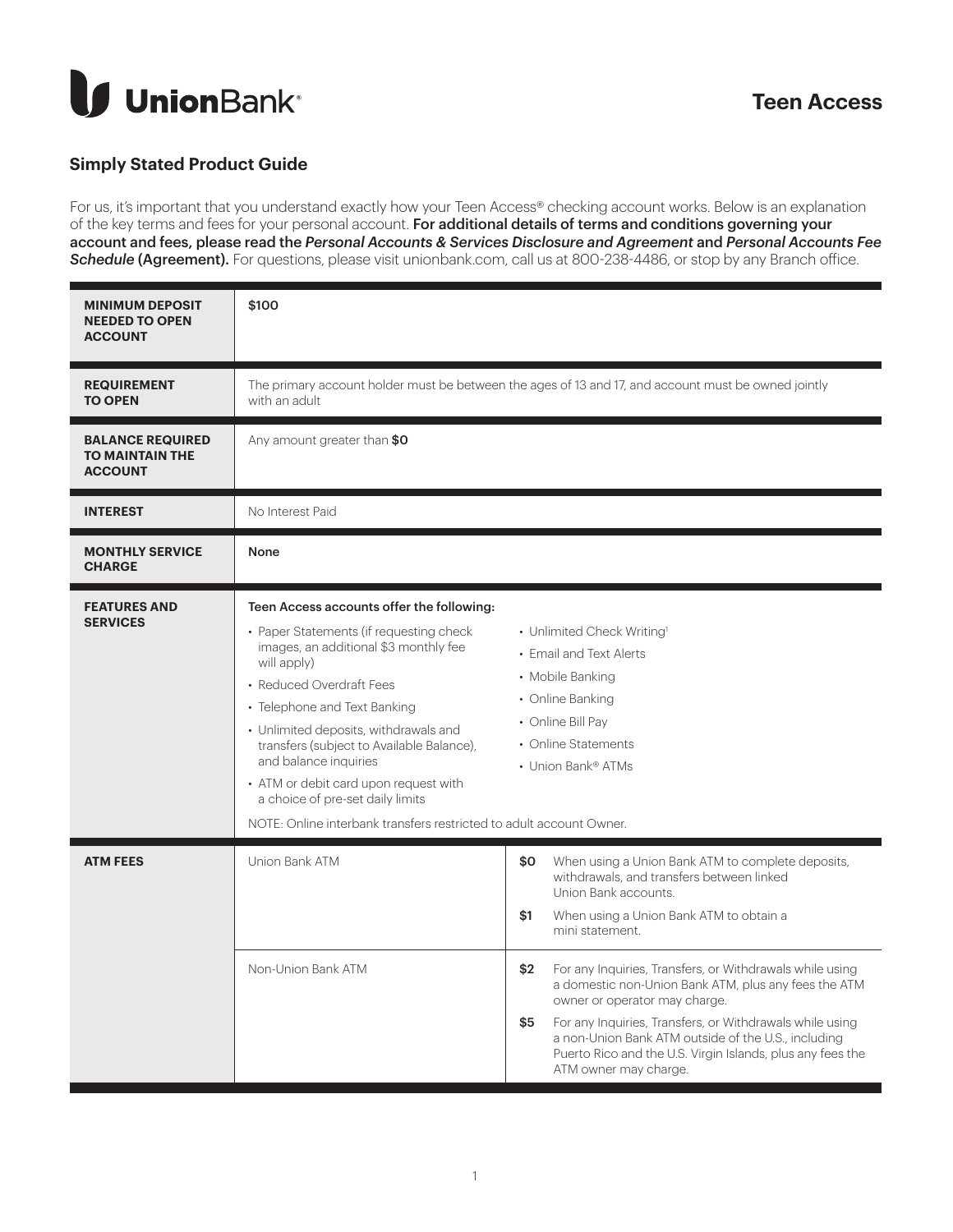# Union Bank

## Teen Access

### Simply Stated Product Guide

For us, it's important that you understand exactly how your Teen Access® checking account works. Below is an explanation of the key terms and fees for your personal account. **For additional details of terms and conditions governing your account and fees, please read the *Personal Accounts & Services Disclosure and Agreement* and *Personal Accounts Fee Schedule* (Agreement).** For questions, please visit unionbank.com, call us at 800-238-4486, or stop by any Branch office.

| | | | |
|---|---|---|---|
| **MINIMUM DEPOSIT NEEDED TO OPEN ACCOUNT** | $100 | | |
| **REQUIREMENT TO OPEN** | The primary account holder must be between the ages of 13 and 17, and account must be owned jointly with an adult | | |
| **BALANCE REQUIRED TO MAINTAIN THE ACCOUNT** | Any amount greater than **$0** | | |
| **INTEREST** | No Interest Paid | | |
| **MONTHLY SERVICE CHARGE** | None | | |
| **FEATURES AND SERVICES** | **Teen Access accounts offer the following:**<br>• Paper Statements (if requesting check images, an additional $3 monthly fee will apply)<br>• Reduced Overdraft Fees<br>• Telephone and Text Banking<br>• Unlimited deposits, withdrawals and transfers (subject to Available Balance), and balance inquiries<br>• ATM or debit card upon request with a choice of pre-set daily limits<br>• Unlimited Check Writing[1]<br>• Email and Text Alerts<br>• Mobile Banking<br>• Online Banking<br>• Online Bill Pay<br>• Online Statements<br>• Union Bank® ATMs<br><br>NOTE: Online interbank transfers restricted to adult account Owner. | | |
| **ATM FEES** | Union Bank ATM | **$0** | When using a Union Bank ATM to complete deposits, withdrawals, and transfers between linked Union Bank accounts. |
| | | **$1** | When using a Union Bank ATM to obtain a mini statement. |
| | Non-Union Bank ATM | **$2** | For any Inquiries, Transfers, or Withdrawals while using a domestic non-Union Bank ATM, plus any fees the ATM owner or operator may charge. |
| | | **$5** | For any Inquiries, Transfers, or Withdrawals while using a non-Union Bank ATM outside of the U.S., including Puerto Rico and the U.S. Virgin Islands, plus any fees the ATM owner may charge. |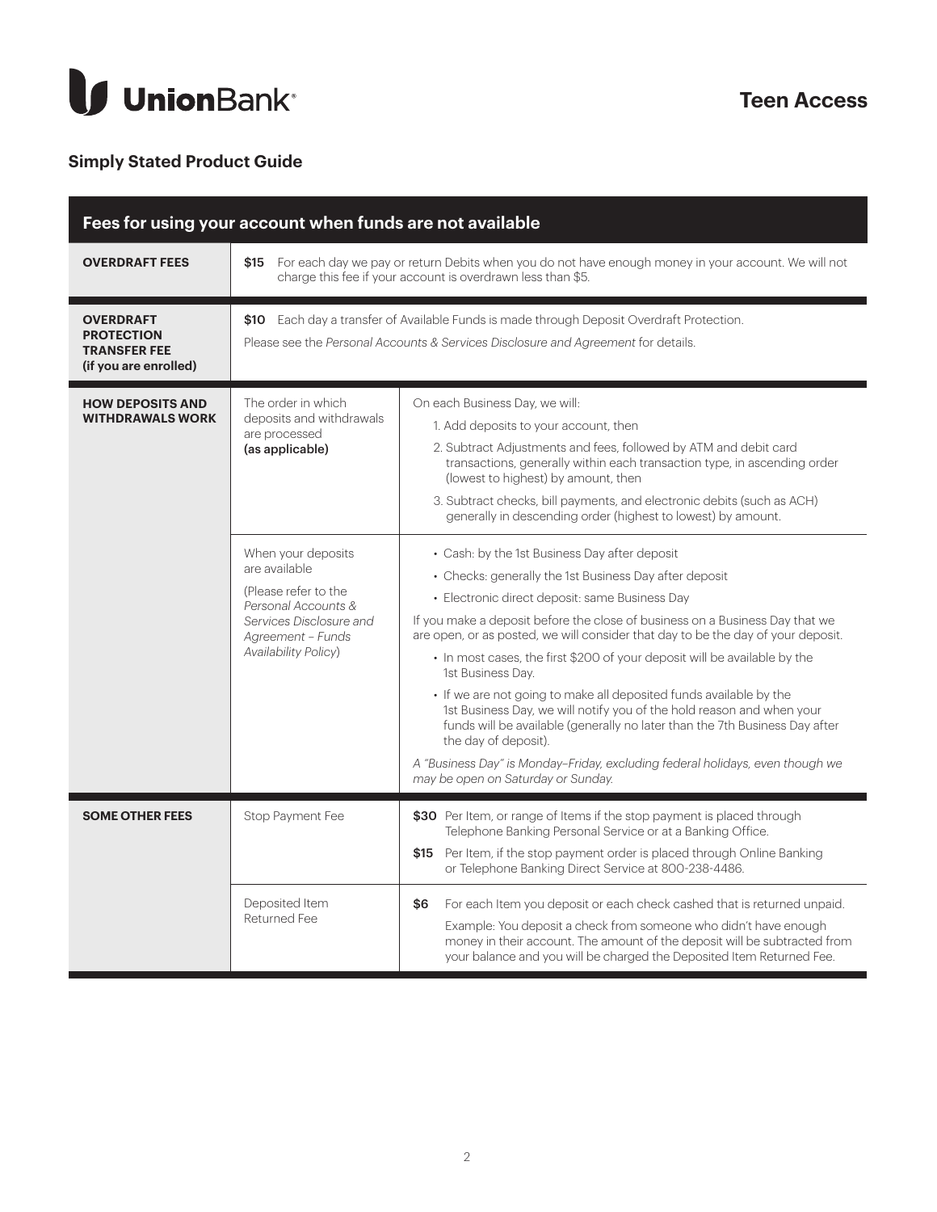# Union Bank

## Teen Access

### Simply Stated Product Guide

| Fees for using your account when funds are not available | | |
|---|---|---|
| **OVERDRAFT FEES** | **$15** For each day we pay or return Debits when you do not have enough money in your account. We will not charge this fee if your account is overdrawn less than $5. | |
| **OVERDRAFT PROTECTION TRANSFER FEE (if you are enrolled)** | **$10** Each day a transfer of Available Funds is made through Deposit Overdraft Protection.<br>Please see the *Personal Accounts & Services Disclosure and Agreement* for details. | |
| **HOW DEPOSITS AND WITHDRAWALS WORK** | The order in which deposits and withdrawals are processed **(as applicable)** | On each Business Day, we will:<br>1. Add deposits to your account, then<br>2. Subtract Adjustments and fees, followed by ATM and debit card transactions, generally within each transaction type, in ascending order (lowest to highest) by amount, then<br>3. Subtract checks, bill payments, and electronic debits (such as ACH) generally in descending order (highest to lowest) by amount. |
| | When your deposits are available<br>(Please refer to the *Personal Accounts & Services Disclosure and Agreement – Funds Availability Policy*) | • Cash: by the 1st Business Day after deposit<br>• Checks: generally the 1st Business Day after deposit<br>• Electronic direct deposit: same Business Day<br>If you make a deposit before the close of business on a Business Day that we are open, or as posted, we will consider that day to be the day of your deposit.<br>• In most cases, the first $200 of your deposit will be available by the 1st Business Day.<br>• If we are not going to make all deposited funds available by the 1st Business Day, we will notify you of the hold reason and when your funds will be available (generally no later than the 7th Business Day after the day of deposit).<br>*A "Business Day" is Monday–Friday, excluding federal holidays, even though we may be open on Saturday or Sunday.* |
| **SOME OTHER FEES** | Stop Payment Fee | **$30** Per Item, or range of Items if the stop payment is placed through Telephone Banking Personal Service or at a Banking Office.<br>**$15** Per Item, if the stop payment order is placed through Online Banking or Telephone Banking Direct Service at 800-238-4486. |
| | Deposited Item Returned Fee | **$6** For each Item you deposit or each check cashed that is returned unpaid.<br>Example: You deposit a check from someone who didn't have enough money in their account. The amount of the deposit will be subtracted from your balance and you will be charged the Deposited Item Returned Fee. |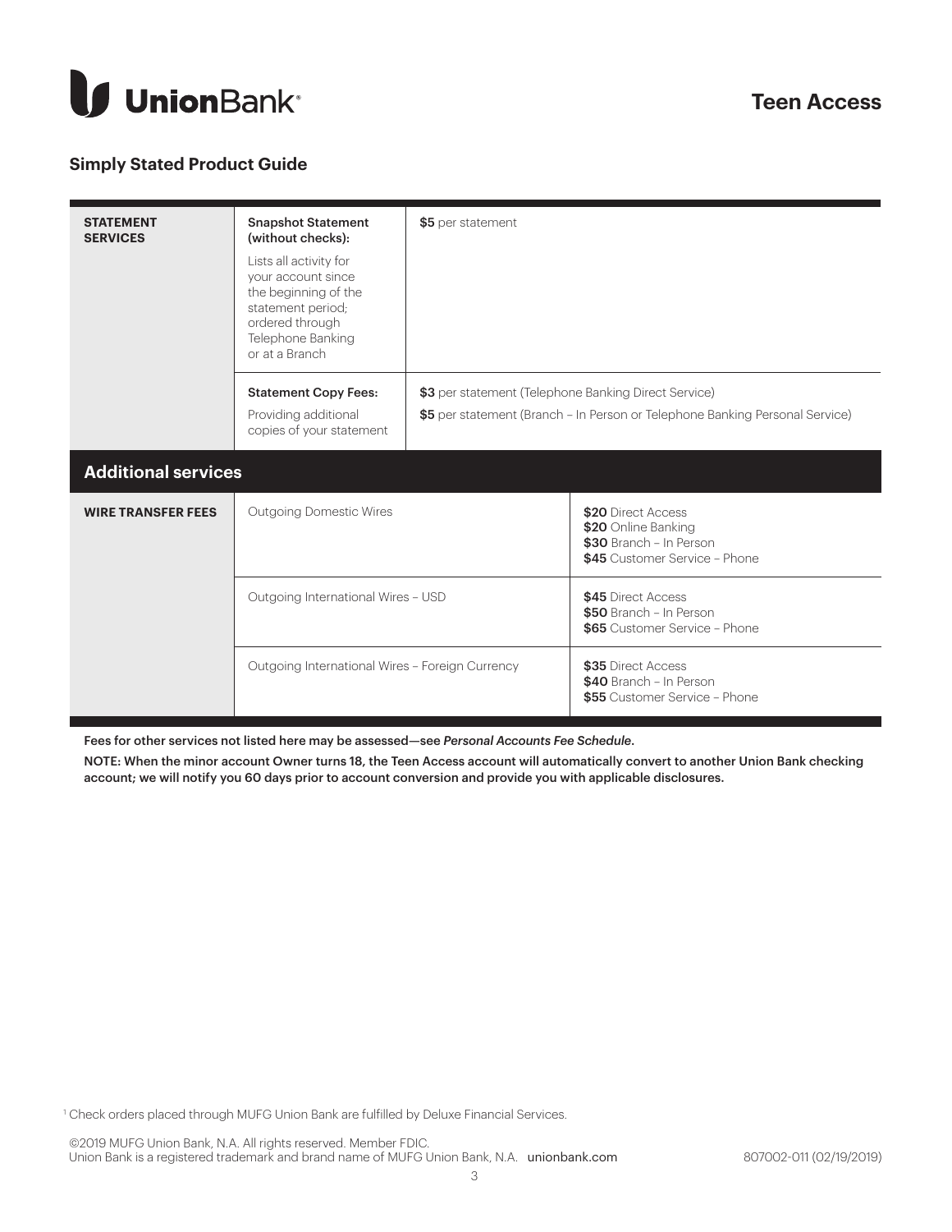## Teen Access

### Simply Stated Product Guide

| | | |
|---|---|---|
| **STATEMENT SERVICES** | **Snapshot Statement (without checks):** Lists all activity for your account since the beginning of the statement period; ordered through Telephone Banking or at a Branch | **$5** per statement |
| | **Statement Copy Fees:** Providing additional copies of your statement | **$3** per statement (Telephone Banking Direct Service)<br>**$5** per statement (Branch – In Person or Telephone Banking Personal Service) |

## Additional services

| | | |
|---|---|---|
| **WIRE TRANSFER FEES** | Outgoing Domestic Wires | **$20** Direct Access<br>**$20** Online Banking<br>**$30** Branch – In Person<br>**$45** Customer Service – Phone |
| | Outgoing International Wires – USD | **$45** Direct Access<br>**$50** Branch – In Person<br>**$65** Customer Service – Phone |
| | Outgoing International Wires – Foreign Currency | **$35** Direct Access<br>**$40** Branch – In Person<br>**$55** Customer Service – Phone |

Fees for other services not listed here may be assessed—see *Personal Accounts Fee Schedule*.

NOTE: When the minor account Owner turns 18, the Teen Access account will automatically convert to another Union Bank checking account; we will notify you 60 days prior to account conversion and provide you with applicable disclosures.

[1] Check orders placed through MUFG Union Bank are fulfilled by Deluxe Financial Services.

©2019 MUFG Union Bank, N.A. All rights reserved. Member FDIC.
Union Bank is a registered trademark and brand name of MUFG Union Bank, N.A. unionbank.com

807002-011 (02/19/2019)